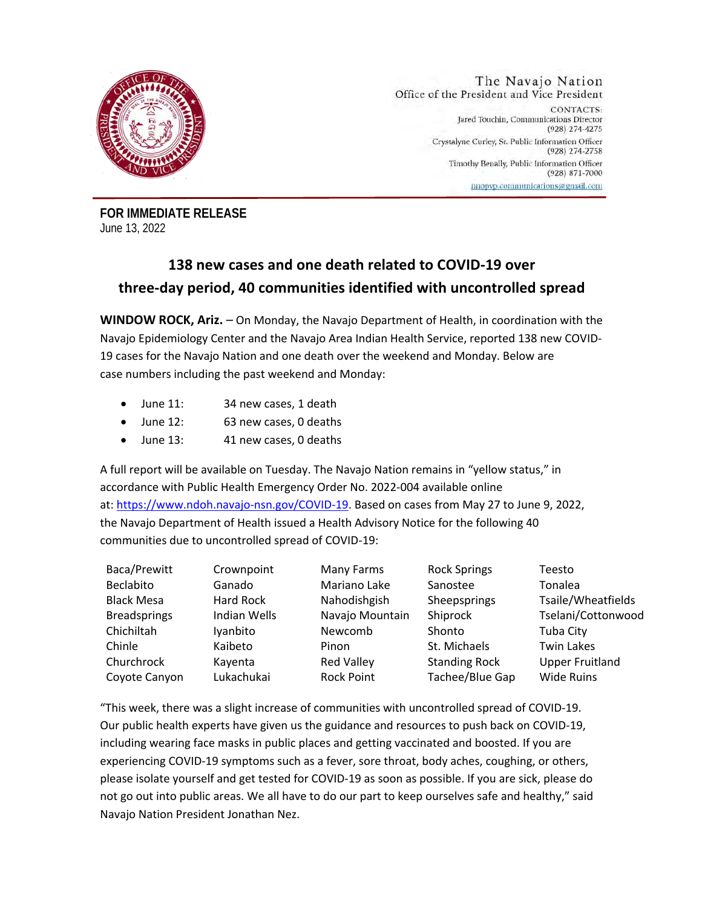The Navajo Nation
Office of the President and Vice President

CONTACTS:
Jared Touchin, Communications Director
(928) 274-4275
Crystalyne Curley, Sr. Public Information Officer
(928) 274-2758
Timothy Benally, Public Information Officer
(928) 871-7000
nnopvp.communications@gmail.com

**FOR IMMEDIATE RELEASE**
June 13, 2022

# 138 new cases and one death related to COVID-19 over three-day period, 40 communities identified with uncontrolled spread

**WINDOW ROCK, Ariz.** – On Monday, the Navajo Department of Health, in coordination with the Navajo Epidemiology Center and the Navajo Area Indian Health Service, reported 138 new COVID-19 cases for the Navajo Nation and one death over the weekend and Monday. Below are case numbers including the past weekend and Monday:

- June 11: 34 new cases, 1 death
- June 12: 63 new cases, 0 deaths
- June 13: 41 new cases, 0 deaths

A full report will be available on Tuesday. The Navajo Nation remains in "yellow status," in accordance with Public Health Emergency Order No. 2022-004 available online at: https://www.ndoh.navajo-nsn.gov/COVID-19. Based on cases from May 27 to June 9, 2022, the Navajo Department of Health issued a Health Advisory Notice for the following 40 communities due to uncontrolled spread of COVID-19:

| | | | | |
|---|---|---|---|---|
| Baca/Prewitt | Crownpoint | Many Farms | Rock Springs | Teesto |
| Beclabito | Ganado | Mariano Lake | Sanostee | Tonalea |
| Black Mesa | Hard Rock | Nahodishgish | Sheepsprings | Tsaile/Wheatfields |
| Breadsprings | Indian Wells | Navajo Mountain | Shiprock | Tselani/Cottonwood |
| Chichiltah | Iyanbito | Newcomb | Shonto | Tuba City |
| Chinle | Kaibeto | Pinon | St. Michaels | Twin Lakes |
| Churchrock | Kayenta | Red Valley | Standing Rock | Upper Fruitland |
| Coyote Canyon | Lukachukai | Rock Point | Tachee/Blue Gap | Wide Ruins |

"This week, there was a slight increase of communities with uncontrolled spread of COVID-19. Our public health experts have given us the guidance and resources to push back on COVID-19, including wearing face masks in public places and getting vaccinated and boosted. If you are experiencing COVID-19 symptoms such as a fever, sore throat, body aches, coughing, or others, please isolate yourself and get tested for COVID-19 as soon as possible. If you are sick, please do not go out into public areas. We all have to do our part to keep ourselves safe and healthy," said Navajo Nation President Jonathan Nez.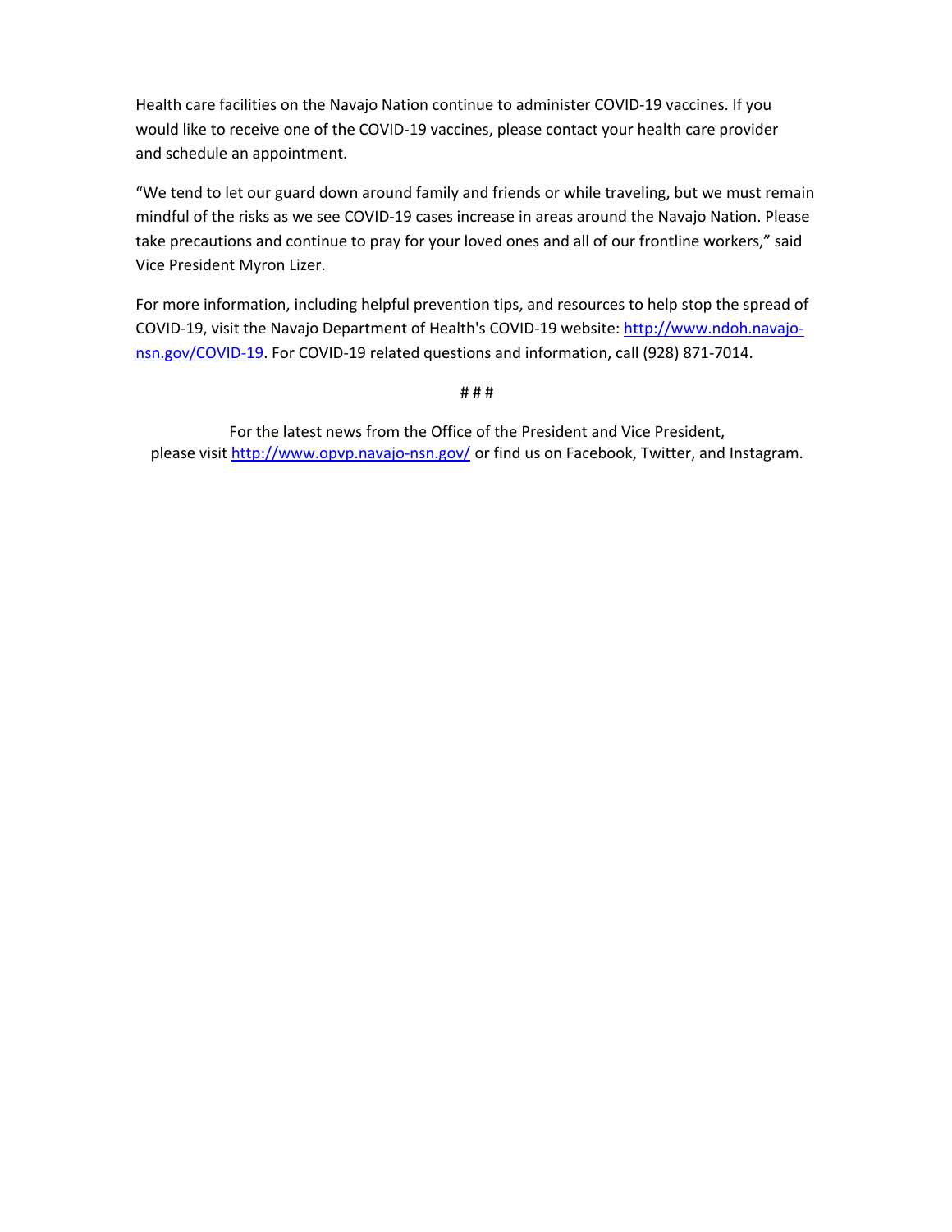Health care facilities on the Navajo Nation continue to administer COVID-19 vaccines. If you would like to receive one of the COVID-19 vaccines, please contact your health care provider and schedule an appointment.

"We tend to let our guard down around family and friends or while traveling, but we must remain mindful of the risks as we see COVID-19 cases increase in areas around the Navajo Nation. Please take precautions and continue to pray for your loved ones and all of our frontline workers," said Vice President Myron Lizer.

For more information, including helpful prevention tips, and resources to help stop the spread of COVID-19, visit the Navajo Department of Health's COVID-19 website: [http://www.ndoh.navajo-nsn.gov/COVID-19](http://www.ndoh.navajo-nsn.gov/COVID-19). For COVID-19 related questions and information, call (928) 871-7014.

# # #

For the latest news from the Office of the President and Vice President, please visit [http://www.opvp.navajo-nsn.gov/](http://www.opvp.navajo-nsn.gov/) or find us on Facebook, Twitter, and Instagram.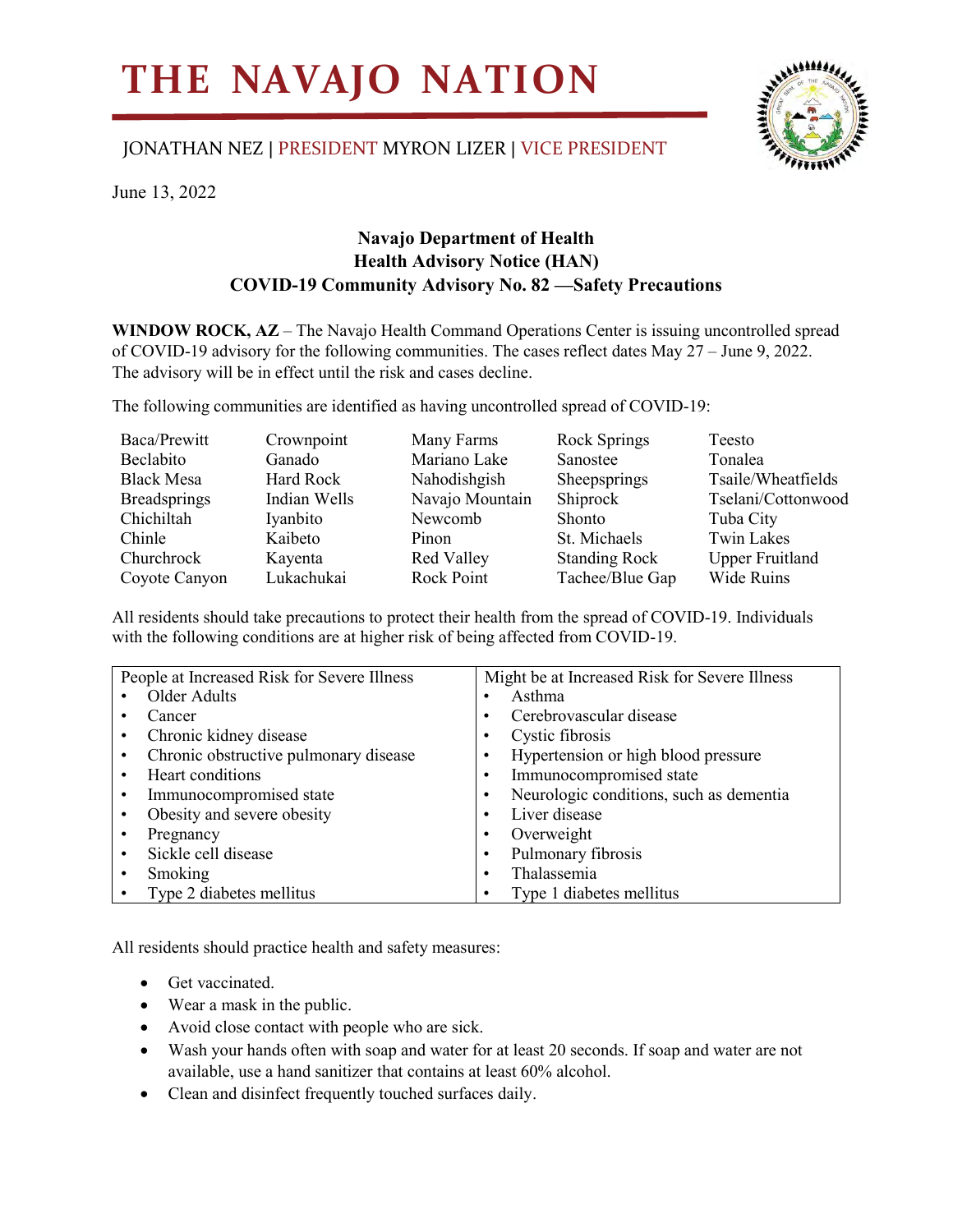# THE NAVAJO NATION

JONATHAN NEZ | PRESIDENT MYRON LIZER | VICE PRESIDENT

June 13, 2022

**Navajo Department of Health**
**Health Advisory Notice (HAN)**
**COVID-19 Community Advisory No. 82 —Safety Precautions**

**WINDOW ROCK, AZ** – The Navajo Health Command Operations Center is issuing uncontrolled spread of COVID-19 advisory for the following communities. The cases reflect dates May 27 – June 9, 2022. The advisory will be in effect until the risk and cases decline.

The following communities are identified as having uncontrolled spread of COVID-19:

| | | | | |
|---|---|---|---|---|
| Baca/Prewitt | Crownpoint | Many Farms | Rock Springs | Teesto |
| Beclabito | Ganado | Mariano Lake | Sanostee | Tonalea |
| Black Mesa | Hard Rock | Nahodishgish | Sheepsprings | Tsaile/Wheatfields |
| Breadsprings | Indian Wells | Navajo Mountain | Shiprock | Tselani/Cottonwood |
| Chichiltah | Iyanbito | Newcomb | Shonto | Tuba City |
| Chinle | Kaibeto | Pinon | St. Michaels | Twin Lakes |
| Churchrock | Kayenta | Red Valley | Standing Rock | Upper Fruitland |
| Coyote Canyon | Lukachukai | Rock Point | Tachee/Blue Gap | Wide Ruins |

All residents should take precautions to protect their health from the spread of COVID-19. Individuals with the following conditions are at higher risk of being affected from COVID-19.

| People at Increased Risk for Severe Illness | Might be at Increased Risk for Severe Illness |
|---|---|
| • Older Adults | • Asthma |
| • Cancer | • Cerebrovascular disease |
| • Chronic kidney disease | • Cystic fibrosis |
| • Chronic obstructive pulmonary disease | • Hypertension or high blood pressure |
| • Heart conditions | • Immunocompromised state |
| • Immunocompromised state | • Neurologic conditions, such as dementia |
| • Obesity and severe obesity | • Liver disease |
| • Pregnancy | • Overweight |
| • Sickle cell disease | • Pulmonary fibrosis |
| • Smoking | • Thalassemia |
| • Type 2 diabetes mellitus | • Type 1 diabetes mellitus |

All residents should practice health and safety measures:

- Get vaccinated.
- Wear a mask in the public.
- Avoid close contact with people who are sick.
- Wash your hands often with soap and water for at least 20 seconds. If soap and water are not available, use a hand sanitizer that contains at least 60% alcohol.
- Clean and disinfect frequently touched surfaces daily.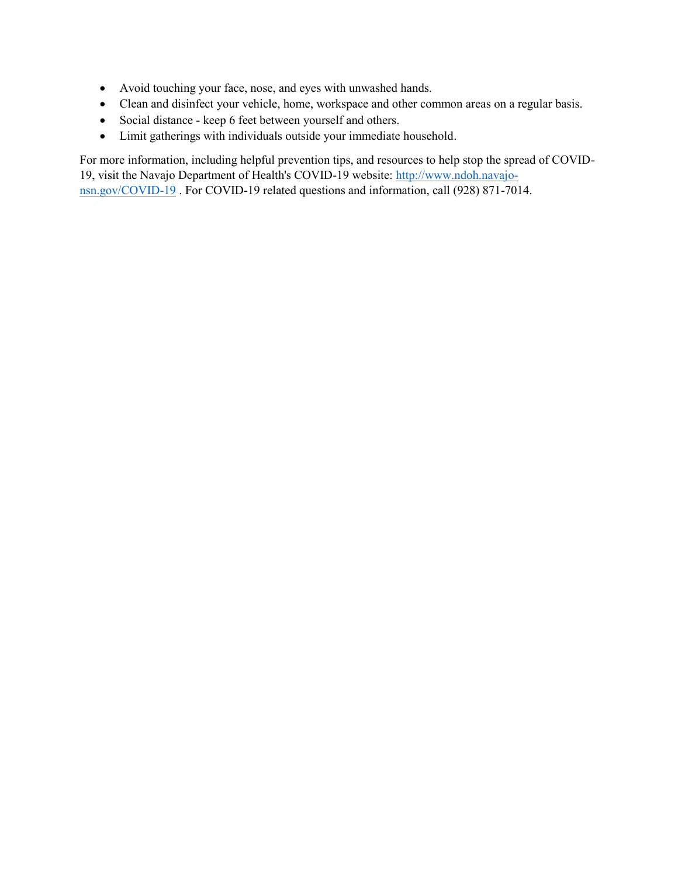- Avoid touching your face, nose, and eyes with unwashed hands.
- Clean and disinfect your vehicle, home, workspace and other common areas on a regular basis.
- Social distance - keep 6 feet between yourself and others.
- Limit gatherings with individuals outside your immediate household.

For more information, including helpful prevention tips, and resources to help stop the spread of COVID-19, visit the Navajo Department of Health's COVID-19 website: [http://www.ndoh.navajo-nsn.gov/COVID-19](http://www.ndoh.navajo-nsn.gov/COVID-19) . For COVID-19 related questions and information, call (928) 871-7014.